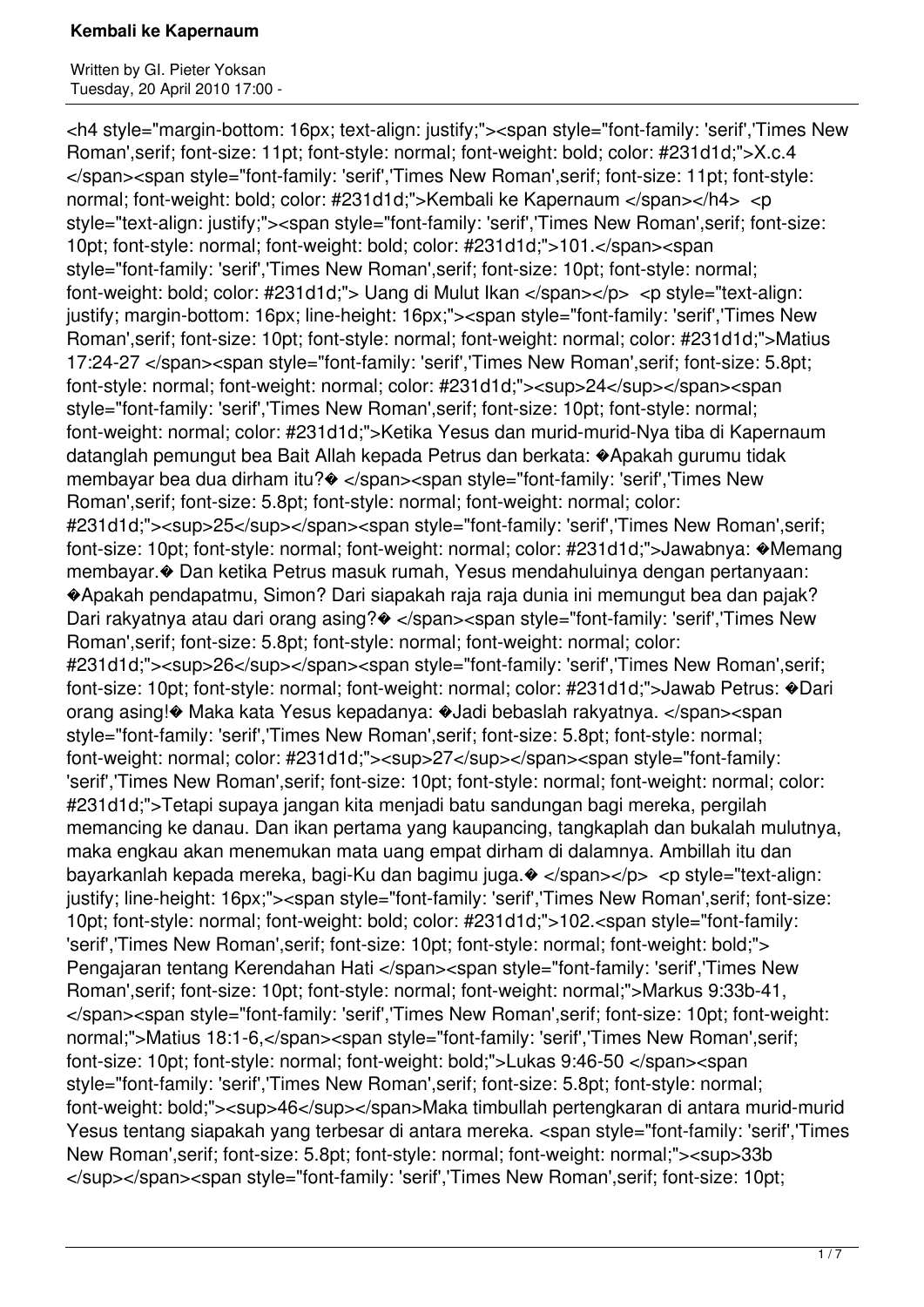<h4 style="margin-bottom: 16px; text-align: justify;"><span style="font-family: 'serif','Times New Roman',serif; font-size: 11pt; font-style: normal; font-weight: bold; color: #231d1d;">X.c.4 </span><span style="font-family: 'serif','Times New Roman',serif; font-size: 11pt; font-style: normal; font-weight: bold; color: #231d1d;">Kembali ke Kapernaum </span></h4> <p style="text-align: justify;"><span style="font-family: 'serif','Times New Roman',serif; font-size: 10pt; font-style: normal; font-weight: bold; color: #231d1d;">101.</span><span style="font-family: 'serif','Times New Roman',serif; font-size: 10pt; font-style: normal; font-weight: bold; color: #231d1d;"> Uang di Mulut Ikan </span></p> <p style="text-align: justify; margin-bottom: 16px; line-height: 16px;"><span style="font-family: 'serif','Times New Roman',serif; font-size: 10pt; font-style: normal; font-weight: normal; color: #231d1d;">Matius 17:24-27 </span><span style="font-family: 'serif','Times New Roman',serif; font-size: 5.8pt; font-style: normal; font-weight: normal; color: #231d1d;"><sup>24</sup></span><span style="font-family: 'serif','Times New Roman',serif; font-size: 10pt; font-style: normal; font-weight: normal; color: #231d1d;">Ketika Yesus dan murid-murid-Nya tiba di Kapernaum datanglah pemungut bea Bait Allah kepada Petrus dan berkata: �Apakah gurumu tidak membayar bea dua dirham itu?� </span><span style="font-family: 'serif','Times New Roman',serif; font-size: 5.8pt; font-style: normal; font-weight: normal; color: #231d1d;"><sup>25</sup></span><span style="font-family: 'serif','Times New Roman',serif; font-size: 10pt; font-style: normal; font-weight: normal; color: #231d1d;">Jawabnya: �Memang membayar.� Dan ketika Petrus masuk rumah, Yesus mendahuluinya dengan pertanyaan: �Apakah pendapatmu, Simon? Dari siapakah raja raja dunia ini memungut bea dan pajak? Dari rakyatnya atau dari orang asing?� </span><span style="font-family: 'serif','Times New Roman',serif; font-size: 5.8pt; font-style: normal; font-weight: normal; color: #231d1d;"><sup>26</sup></span><span style="font-family: 'serif','Times New Roman',serif; font-size: 10pt; font-style: normal; font-weight: normal; color: #231d1d;">Jawab Petrus: �Dari orang asing!� Maka kata Yesus kepadanya: �Jadi bebaslah rakyatnya. </span><span style="font-family: 'serif','Times New Roman',serif; font-size: 5.8pt; font-style: normal; font-weight: normal; color: #231d1d;"><sup>27</sup></span><span style="font-family: 'serif','Times New Roman',serif; font-size: 10pt; font-style: normal; font-weight: normal; color: #231d1d;">Tetapi supaya jangan kita menjadi batu sandungan bagi mereka, pergilah memancing ke danau. Dan ikan pertama yang kaupancing, tangkaplah dan bukalah mulutnya, maka engkau akan menemukan mata uang empat dirham di dalamnya. Ambillah itu dan bayarkanlah kepada mereka, bagi-Ku dan bagimu juga.� </span></p> <p style="text-align: justify; line-height: 16px;"><span style="font-family: 'serif','Times New Roman',serif; font-size: 10pt; font-style: normal; font-weight: bold; color: #231d1d;">102.<span style="font-family: 'serif','Times New Roman',serif; font-size: 10pt; font-style: normal; font-weight: bold;"> Pengajaran tentang Kerendahan Hati </span><span style="font-family: 'serif','Times New Roman',serif; font-size: 10pt; font-style: normal; font-weight: normal;">Markus 9:33b-41, </span><span style="font-family: 'serif','Times New Roman',serif; font-size: 10pt; font-weight: normal;">Matius 18:1-6,</span><span style="font-family: 'serif','Times New Roman',serif; font-size: 10pt; font-style: normal; font-weight: bold;">Lukas 9:46-50 </span><span style="font-family: 'serif','Times New Roman',serif; font-size: 5.8pt; font-style: normal; font-weight: bold;"><sup>46</sup></span>Maka timbullah pertengkaran di antara murid-murid Yesus tentang siapakah yang terbesar di antara mereka. <span style="font-family: 'serif','Times New Roman',serif; font-size: 5.8pt; font-style: normal; font-weight: normal;"><sup>33b </sup></span><span style="font-family: 'serif','Times New Roman',serif; font-size: 10pt;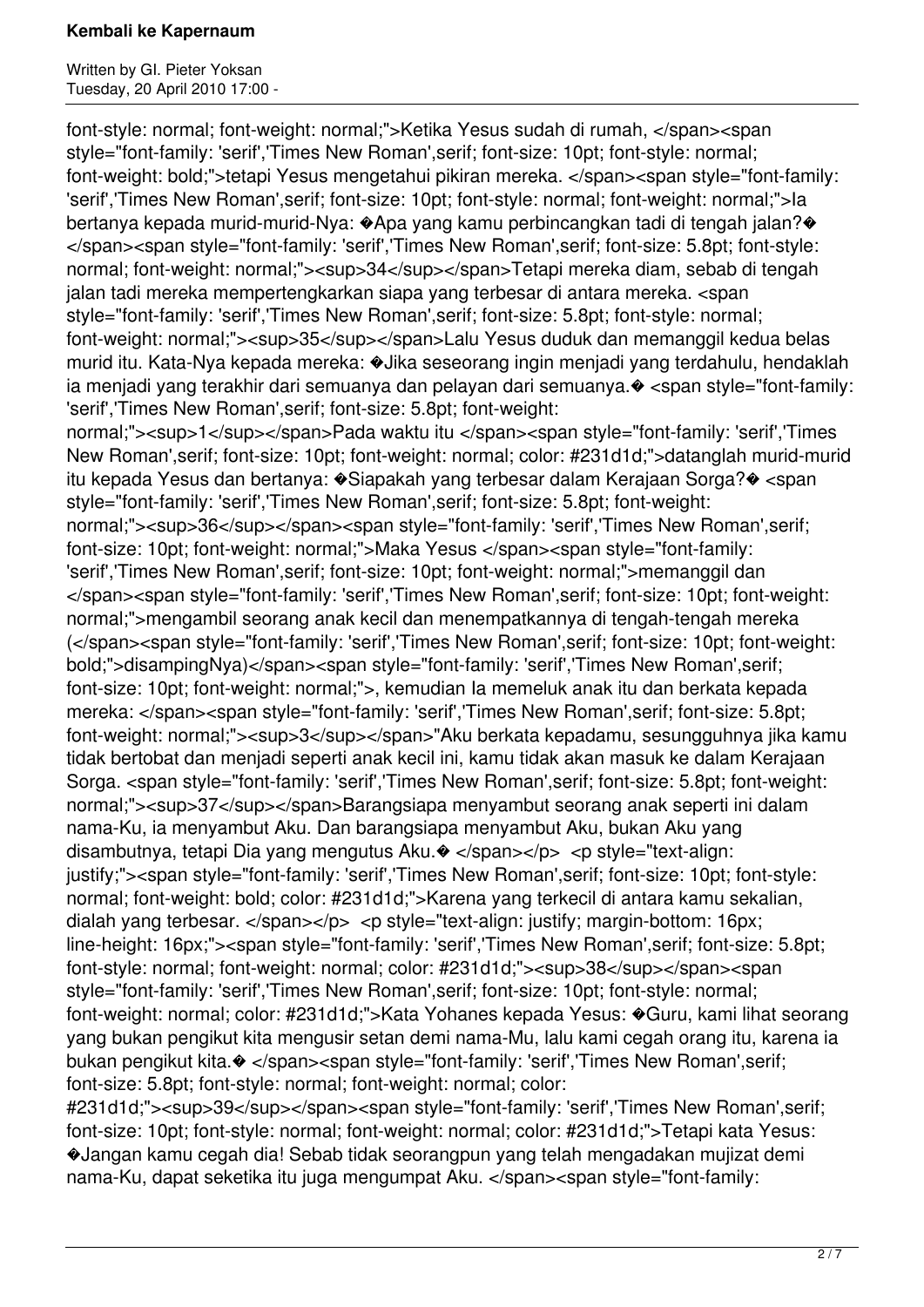font-style: normal; font-weight: normal;">Ketika Yesus sudah di rumah, </span><span style="font-family: 'serif','Times New Roman',serif; font-size: 10pt; font-style: normal; font-weight: bold;">tetapi Yesus mengetahui pikiran mereka. </span><span style="font-family: 'serif','Times New Roman',serif; font-size: 10pt; font-style: normal; font-weight: normal;">Ia bertanya kepada murid-murid-Nya: �Apa yang kamu perbincangkan tadi di tengah jalan?� </span><span style="font-family: 'serif','Times New Roman',serif; font-size: 5.8pt; font-style: normal; font-weight: normal;"><sup>34</sup></span>Tetapi mereka diam, sebab di tengah jalan tadi mereka mempertengkarkan siapa yang terbesar di antara mereka. <span style="font-family: 'serif','Times New Roman',serif; font-size: 5.8pt; font-style: normal; font-weight: normal;"><sup>35</sup></span>Lalu Yesus duduk dan memanggil kedua belas murid itu. Kata-Nya kepada mereka: �Jika seseorang ingin menjadi yang terdahulu, hendaklah ia menjadi yang terakhir dari semuanya dan pelayan dari semuanya.� <span style="font-family: 'serif','Times New Roman',serif; font-size: 5.8pt; font-weight: normal;"><sup>1</sup></span>Pada waktu itu </span><span style="font-family: 'serif','Times New Roman',serif; font-size: 10pt; font-weight: normal; color: #231d1d;">datanglah murid-murid itu kepada Yesus dan bertanya: �Siapakah yang terbesar dalam Kerajaan Sorga?� <span style="font-family: 'serif','Times New Roman',serif; font-size: 5.8pt; font-weight: normal;"><sup>36</sup></span><span style="font-family: 'serif','Times New Roman',serif; font-size: 10pt; font-weight: normal;">Maka Yesus </span><span style="font-family: 'serif','Times New Roman',serif; font-size: 10pt; font-weight: normal;">memanggil dan </span><span style="font-family: 'serif','Times New Roman',serif; font-size: 10pt; font-weight: normal;">mengambil seorang anak kecil dan menempatkannya di tengah-tengah mereka (</span><span style="font-family: 'serif','Times New Roman',serif; font-size: 10pt; font-weight: bold;">disampingNya)</span><span style="font-family: 'serif','Times New Roman',serif; font-size: 10pt; font-weight: normal;">, kemudian Ia memeluk anak itu dan berkata kepada mereka: </span><span style="font-family: 'serif','Times New Roman',serif; font-size: 5.8pt; font-weight: normal;"><sup>3</sup></span>"Aku berkata kepadamu, sesungguhnya jika kamu tidak bertobat dan menjadi seperti anak kecil ini, kamu tidak akan masuk ke dalam Kerajaan Sorga. <span style="font-family: 'serif','Times New Roman',serif; font-size: 5.8pt; font-weight: normal;"><sup>37</sup></span>Barangsiapa menyambut seorang anak seperti ini dalam nama-Ku, ia menyambut Aku. Dan barangsiapa menyambut Aku, bukan Aku yang disambutnya, tetapi Dia yang mengutus Aku.� </span></p> <p style="text-align: justify;"><span style="font-family: 'serif','Times New Roman',serif; font-size: 10pt; font-style: normal; font-weight: bold; color: #231d1d;">Karena yang terkecil di antara kamu sekalian, dialah yang terbesar. </span></p> <p style="text-align: justify; margin-bottom: 16px; line-height: 16px;"><span style="font-family: 'serif','Times New Roman',serif; font-size: 5.8pt; font-style: normal; font-weight: normal; color: #231d1d;"><sup>38</sup></span><span style="font-family: 'serif','Times New Roman',serif; font-size: 10pt; font-style: normal; font-weight: normal; color: #231d1d;">Kata Yohanes kepada Yesus: �Guru, kami lihat seorang yang bukan pengikut kita mengusir setan demi nama-Mu, lalu kami cegah orang itu, karena ia bukan pengikut kita.� </span><span style="font-family: 'serif','Times New Roman',serif; font-size: 5.8pt; font-style: normal; font-weight: normal; color: #231d1d;"><sup>39</sup></span><span style="font-family: 'serif','Times New Roman',serif; font-size: 10pt; font-style: normal; font-weight: normal; color: #231d1d;">Tetapi kata Yesus: �Jangan kamu cegah dia! Sebab tidak seorangpun yang telah mengadakan mujizat demi nama-Ku, dapat seketika itu juga mengumpat Aku. </span><span style="font-family: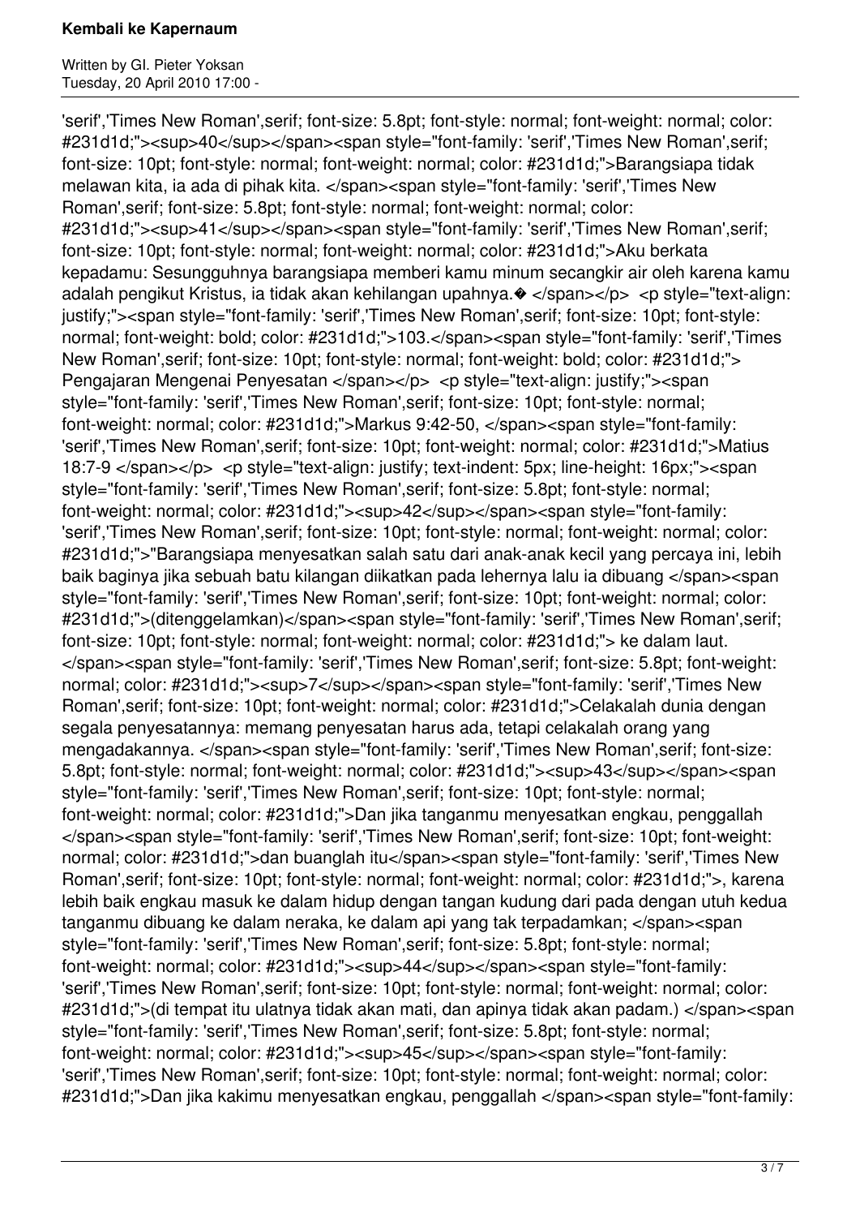'serif','Times New Roman',serif; font-size: 5.8pt; font-style: normal; font-weight: normal; color: #231d1d;"><sup>40</sup></span><span style="font-family: 'serif','Times New Roman',serif; font-size: 10pt; font-style: normal; font-weight: normal; color: #231d1d;">Barangsiapa tidak melawan kita, ia ada di pihak kita. </span><span style="font-family: 'serif','Times New Roman',serif; font-size: 5.8pt; font-style: normal; font-weight: normal; color: #231d1d;"><sup>41</sup></span><span style="font-family: 'serif','Times New Roman',serif; font-size: 10pt; font-style: normal; font-weight: normal; color: #231d1d;">Aku berkata kepadamu: Sesungguhnya barangsiapa memberi kamu minum secangkir air oleh karena kamu adalah pengikut Kristus, ia tidak akan kehilangan upahnya.� </span></p> <p style="text-align: justify;"><span style="font-family: 'serif','Times New Roman',serif; font-size: 10pt; font-style: normal; font-weight: bold; color: #231d1d;">103.</span><span style="font-family: 'serif','Times New Roman',serif; font-size: 10pt; font-style: normal; font-weight: bold; color: #231d1d;"> Pengajaran Mengenai Penyesatan </span></p> <p style="text-align: justify;"><span style="font-family: 'serif','Times New Roman',serif; font-size: 10pt; font-style: normal; font-weight: normal; color: #231d1d;">Markus 9:42-50, </span><span style="font-family: 'serif','Times New Roman',serif; font-size: 10pt; font-weight: normal; color: #231d1d;">Matius 18:7-9 </span></p> <p style="text-align: justify; text-indent: 5px; line-height: 16px;"><span style="font-family: 'serif','Times New Roman',serif; font-size: 5.8pt; font-style: normal; font-weight: normal; color: #231d1d;"><sup>42</sup></span><span style="font-family: 'serif','Times New Roman',serif; font-size: 10pt; font-style: normal; font-weight: normal; color: #231d1d;">"Barangsiapa menyesatkan salah satu dari anak-anak kecil yang percaya ini, lebih baik baginya jika sebuah batu kilangan diikatkan pada lehernya lalu ia dibuang </span><span style="font-family: 'serif','Times New Roman',serif; font-size: 10pt; font-weight: normal; color: #231d1d;">(ditenggelamkan)</span><span style="font-family: 'serif','Times New Roman',serif; font-size: 10pt; font-style: normal; font-weight: normal; color: #231d1d;"> ke dalam laut. </span><span style="font-family: 'serif','Times New Roman',serif; font-size: 5.8pt; font-weight: normal; color: #231d1d;"><sup>7</sup></span><span style="font-family: 'serif','Times New Roman',serif; font-size: 10pt; font-weight: normal; color: #231d1d;">Celakalah dunia dengan segala penyesatannya: memang penyesatan harus ada, tetapi celakalah orang yang mengadakannya. </span><span style="font-family: 'serif','Times New Roman',serif; font-size: 5.8pt; font-style: normal; font-weight: normal; color: #231d1d;"><sup>43</sup></span><span style="font-family: 'serif','Times New Roman',serif; font-size: 10pt; font-style: normal; font-weight: normal; color: #231d1d;">Dan jika tanganmu menyesatkan engkau, penggallah </span><span style="font-family: 'serif','Times New Roman',serif; font-size: 10pt; font-weight: normal; color: #231d1d;">dan buanglah itu</span><span style="font-family: 'serif','Times New Roman',serif; font-size: 10pt; font-style: normal; font-weight: normal; color: #231d1d;">, karena lebih baik engkau masuk ke dalam hidup dengan tangan kudung dari pada dengan utuh kedua tanganmu dibuang ke dalam neraka, ke dalam api yang tak terpadamkan; </span><span style="font-family: 'serif','Times New Roman',serif; font-size: 5.8pt; font-style: normal; font-weight: normal; color: #231d1d;"><sup>44</sup></span><span style="font-family: 'serif','Times New Roman',serif; font-size: 10pt; font-style: normal; font-weight: normal; color: #231d1d;">(di tempat itu ulatnya tidak akan mati, dan apinya tidak akan padam.) </span><span style="font-family: 'serif','Times New Roman',serif; font-size: 5.8pt; font-style: normal; font-weight: normal; color: #231d1d;"><sup>45</sup></span><span style="font-family: 'serif','Times New Roman',serif; font-size: 10pt; font-style: normal; font-weight: normal; color: #231d1d;">Dan jika kakimu menyesatkan engkau, penggallah </span><span style="font-family: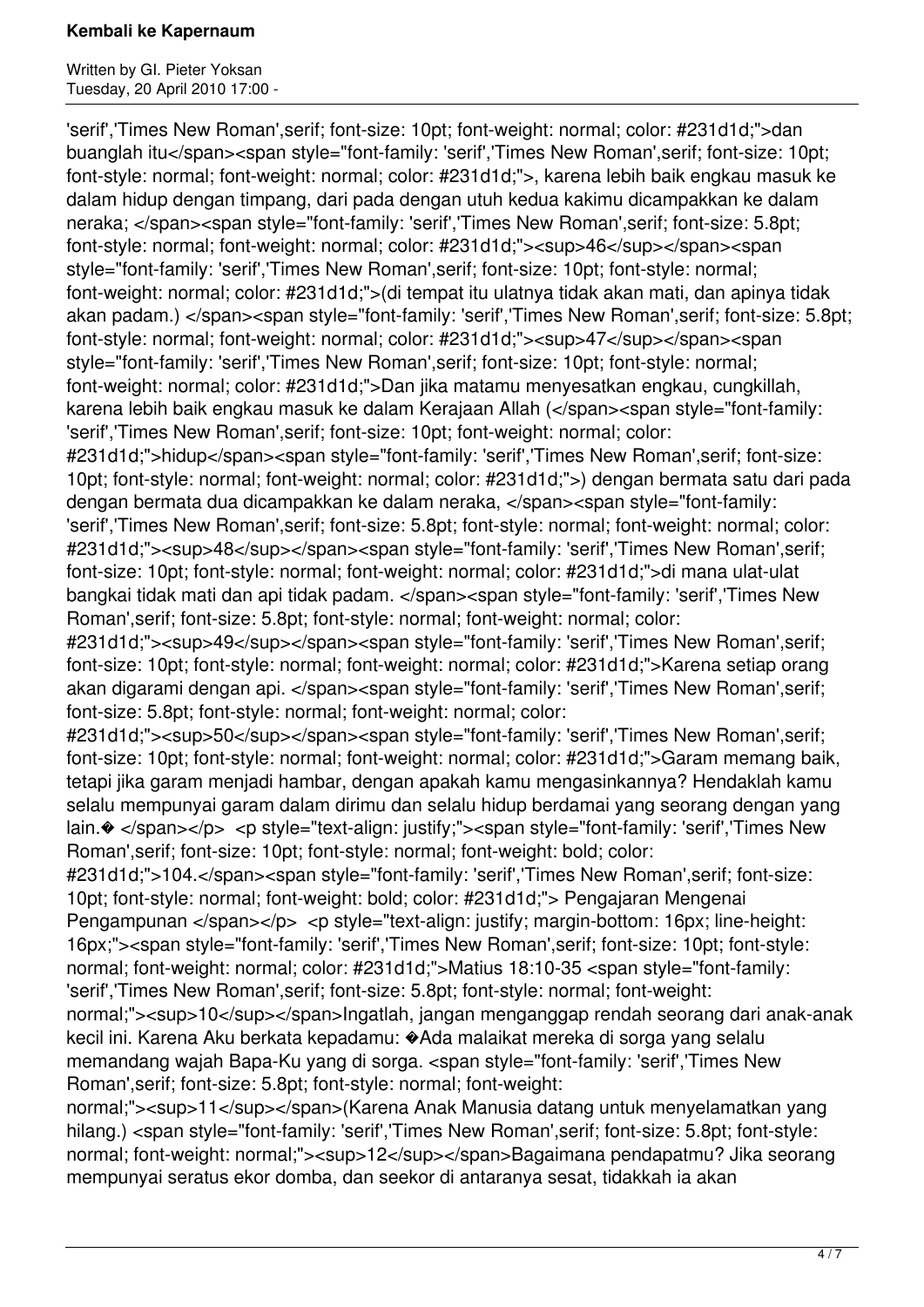'serif','Times New Roman',serif; font-size: 10pt; font-weight: normal; color: #231d1d;">dan buanglah itu</span><span style="font-family: 'serif','Times New Roman',serif; font-size: 10pt; font-style: normal; font-weight: normal; color: #231d1d;">, karena lebih baik engkau masuk ke dalam hidup dengan timpang, dari pada dengan utuh kedua kakimu dicampakkan ke dalam neraka; </span><span style="font-family: 'serif','Times New Roman',serif; font-size: 5.8pt; font-style: normal; font-weight: normal; color: #231d1d;"><sup>46</sup></span><span style="font-family: 'serif','Times New Roman',serif; font-size: 10pt; font-style: normal; font-weight: normal; color: #231d1d;">(di tempat itu ulatnya tidak akan mati, dan apinya tidak akan padam.) </span><span style="font-family: 'serif','Times New Roman',serif; font-size: 5.8pt; font-style: normal; font-weight: normal; color: #231d1d;"><sup>47</sup></span><span style="font-family: 'serif','Times New Roman',serif; font-size: 10pt; font-style: normal; font-weight: normal; color: #231d1d;">Dan jika matamu menyesatkan engkau, cungkillah, karena lebih baik engkau masuk ke dalam Kerajaan Allah (</span><span style="font-family: 'serif','Times New Roman',serif; font-size: 10pt; font-weight: normal; color: #231d1d;">hidup</span><span style="font-family: 'serif','Times New Roman',serif; font-size: 10pt; font-style: normal; font-weight: normal; color: #231d1d;">) dengan bermata satu dari pada dengan bermata dua dicampakkan ke dalam neraka, </span><span style="font-family: 'serif','Times New Roman',serif; font-size: 5.8pt; font-style: normal; font-weight: normal; color: #231d1d;"><sup>48</sup></span><span style="font-family: 'serif','Times New Roman',serif; font-size: 10pt; font-style: normal; font-weight: normal; color: #231d1d;">di mana ulat-ulat bangkai tidak mati dan api tidak padam. </span><span style="font-family: 'serif','Times New Roman',serif; font-size: 5.8pt; font-style: normal; font-weight: normal; color: #231d1d;"><sup>49</sup></span><span style="font-family: 'serif','Times New Roman',serif; font-size: 10pt; font-style: normal; font-weight: normal; color: #231d1d;">Karena setiap orang akan digarami dengan api. </span><span style="font-family: 'serif','Times New Roman',serif; font-size: 5.8pt; font-style: normal; font-weight: normal; color: #231d1d;"><sup>50</sup></span><span style="font-family: 'serif','Times New Roman',serif; font-size: 10pt; font-style: normal; font-weight: normal; color: #231d1d;">Garam memang baik, tetapi jika garam menjadi hambar, dengan apakah kamu mengasinkannya? Hendaklah kamu selalu mempunyai garam dalam dirimu dan selalu hidup berdamai yang seorang dengan yang lain.� </span></p> <p style="text-align: justify;"><span style="font-family: 'serif','Times New Roman',serif; font-size: 10pt; font-style: normal; font-weight: bold; color: #231d1d;">104.</span><span style="font-family: 'serif','Times New Roman',serif; font-size: 10pt; font-style: normal; font-weight: bold; color: #231d1d;"> Pengajaran Mengenai Pengampunan </span></p> <p style="text-align: justify; margin-bottom: 16px; line-height: 16px;"><span style="font-family: 'serif','Times New Roman',serif; font-size: 10pt; font-style: normal; font-weight: normal; color: #231d1d;">Matius 18:10-35 <span style="font-family: 'serif','Times New Roman',serif; font-size: 5.8pt; font-style: normal; font-weight: normal;"><sup>10</sup></span>Ingatlah, jangan menganggap rendah seorang dari anak-anak kecil ini. Karena Aku berkata kepadamu: �Ada malaikat mereka di sorga yang selalu memandang wajah Bapa-Ku yang di sorga. <span style="font-family: 'serif','Times New Roman',serif; font-size: 5.8pt; font-style: normal; font-weight: normal;"><sup>11</sup></span>(Karena Anak Manusia datang untuk menyelamatkan yang hilang.) <span style="font-family: 'serif','Times New Roman',serif; font-size: 5.8pt; font-style: normal; font-weight: normal;"><sup>12</sup></span>Bagaimana pendapatmu? Jika seorang mempunyai seratus ekor domba, dan seekor di antaranya sesat, tidakkah ia akan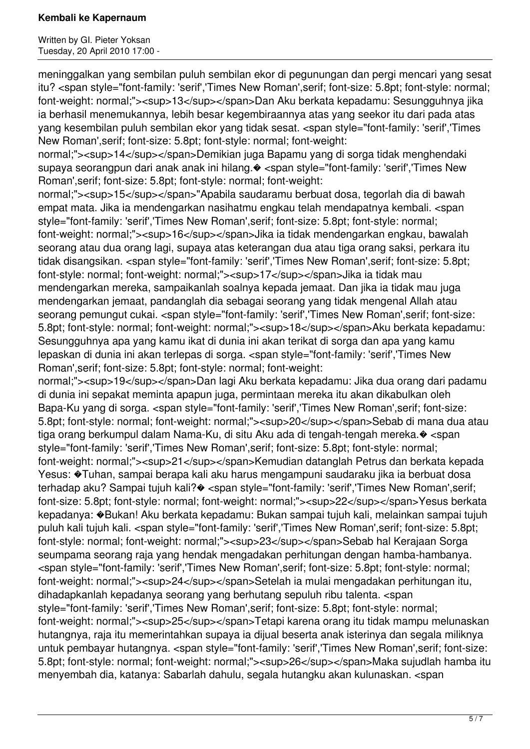meninggalkan yang sembilan puluh sembilan ekor di pegunungan dan pergi mencari yang sesat itu? <span style="font-family: 'serif','Times New Roman',serif; font-size: 5.8pt; font-style: normal; font-weight: normal;"><sup>13</sup></span>Dan Aku berkata kepadamu: Sesungguhnya jika ia berhasil menemukannya, lebih besar kegembiraannya atas yang seekor itu dari pada atas yang kesembilan puluh sembilan ekor yang tidak sesat. <span style="font-family: 'serif','Times New Roman',serif; font-size: 5.8pt; font-style: normal; font-weight: normal;"><sup>14</sup></span>Demikian juga Bapamu yang di sorga tidak menghendaki supaya seorangpun dari anak anak ini hilang.� <span style="font-family: 'serif','Times New Roman',serif; font-size: 5.8pt; font-style: normal; font-weight: normal;"><sup>15</sup></span>"Apabila saudaramu berbuat dosa, tegorlah dia di bawah empat mata. Jika ia mendengarkan nasihatmu engkau telah mendapatnya kembali. <span style="font-family: 'serif','Times New Roman',serif; font-size: 5.8pt; font-style: normal; font-weight: normal;"><sup>16</sup></span>Jika ia tidak mendengarkan engkau, bawalah seorang atau dua orang lagi, supaya atas keterangan dua atau tiga orang saksi, perkara itu tidak disangsikan. <span style="font-family: 'serif','Times New Roman',serif; font-size: 5.8pt; font-style: normal; font-weight: normal;"><sup>17</sup></span>Jika ia tidak mau mendengarkan mereka, sampaikanlah soalnya kepada jemaat. Dan jika ia tidak mau juga mendengarkan jemaat, pandanglah dia sebagai seorang yang tidak mengenal Allah atau seorang pemungut cukai. <span style="font-family: 'serif','Times New Roman',serif; font-size: 5.8pt; font-style: normal; font-weight: normal;"><sup>18</sup></span>Aku berkata kepadamu: Sesungguhnya apa yang kamu ikat di dunia ini akan terikat di sorga dan apa yang kamu lepaskan di dunia ini akan terlepas di sorga. <span style="font-family: 'serif','Times New Roman',serif; font-size: 5.8pt; font-style: normal; font-weight: normal;"><sup>19</sup></span>Dan lagi Aku berkata kepadamu: Jika dua orang dari padamu di dunia ini sepakat meminta apapun juga, permintaan mereka itu akan dikabulkan oleh Bapa-Ku yang di sorga. <span style="font-family: 'serif','Times New Roman',serif; font-size: 5.8pt; font-style: normal; font-weight: normal;"><sup>20</sup></span>Sebab di mana dua atau tiga orang berkumpul dalam Nama-Ku, di situ Aku ada di tengah-tengah mereka.� <span style="font-family: 'serif','Times New Roman',serif; font-size: 5.8pt; font-style: normal; font-weight: normal;"><sup>21</sup></span>Kemudian datanglah Petrus dan berkata kepada Yesus: �Tuhan, sampai berapa kali aku harus mengampuni saudaraku jika ia berbuat dosa terhadap aku? Sampai tujuh kali?� <span style="font-family: 'serif','Times New Roman',serif; font-size: 5.8pt; font-style: normal; font-weight: normal;"><sup>22</sup></span>Yesus berkata kepadanya: �Bukan! Aku berkata kepadamu: Bukan sampai tujuh kali, melainkan sampai tujuh puluh kali tujuh kali. <span style="font-family: 'serif','Times New Roman',serif; font-size: 5.8pt; font-style: normal; font-weight: normal;"><sup>23</sup></span>Sebab hal Kerajaan Sorga seumpama seorang raja yang hendak mengadakan perhitungan dengan hamba-hambanya. <span style="font-family: 'serif','Times New Roman',serif; font-size: 5.8pt; font-style: normal; font-weight: normal;"><sup>24</sup></span>Setelah ia mulai mengadakan perhitungan itu, dihadapkanlah kepadanya seorang yang berhutang sepuluh ribu talenta. <span style="font-family: 'serif','Times New Roman',serif; font-size: 5.8pt; font-style: normal; font-weight: normal;"><sup>25</sup></span>Tetapi karena orang itu tidak mampu melunaskan hutangnya, raja itu memerintahkan supaya ia dijual beserta anak isterinya dan segala miliknya untuk pembayar hutangnya. <span style="font-family: 'serif','Times New Roman',serif; font-size: 5.8pt; font-style: normal; font-weight: normal;"><sup>26</sup></span>Maka sujudlah hamba itu menyembah dia, katanya: Sabarlah dahulu, segala hutangku akan kulunaskan. <span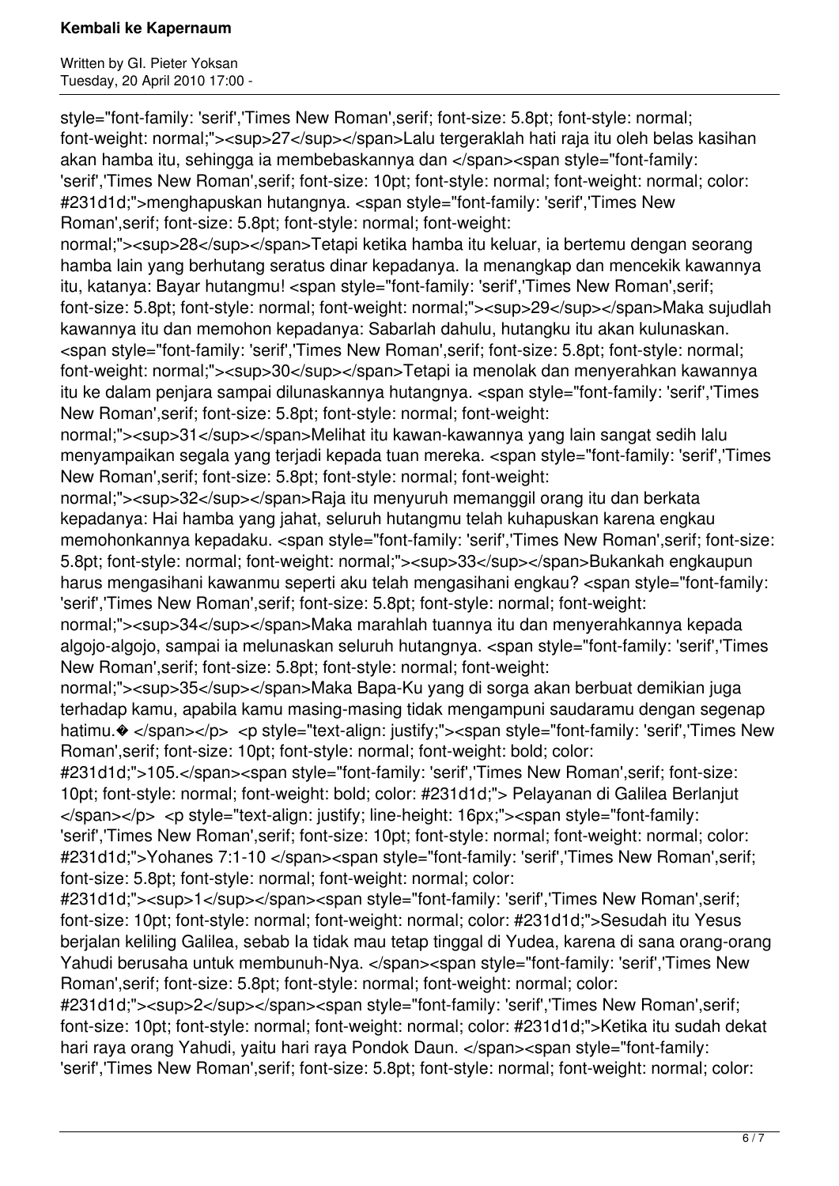style="font-family: 'serif','Times New Roman',serif; font-size: 5.8pt; font-style: normal; font-weight: normal;"><sup>27</sup></span>Lalu tergeraklah hati raja itu oleh belas kasihan akan hamba itu, sehingga ia membebaskannya dan </span><span style="font-family: 'serif','Times New Roman',serif; font-size: 10pt; font-style: normal; font-weight: normal; color: #231d1d;">menghapuskan hutangnya. <span style="font-family: 'serif','Times New Roman',serif; font-size: 5.8pt; font-style: normal; font-weight: normal;"><sup>28</sup></span>Tetapi ketika hamba itu keluar, ia bertemu dengan seorang hamba lain yang berhutang seratus dinar kepadanya. Ia menangkap dan mencekik kawannya itu, katanya: Bayar hutangmu! <span style="font-family: 'serif','Times New Roman',serif; font-size: 5.8pt; font-style: normal; font-weight: normal;"><sup>29</sup></span>Maka sujudlah kawannya itu dan memohon kepadanya: Sabarlah dahulu, hutangku itu akan kulunaskan. <span style="font-family: 'serif','Times New Roman',serif; font-size: 5.8pt; font-style: normal; font-weight: normal;"><sup>30</sup></span>Tetapi ia menolak dan menyerahkan kawannya itu ke dalam penjara sampai dilunaskannya hutangnya. <span style="font-family: 'serif','Times New Roman',serif; font-size: 5.8pt; font-style: normal; font-weight: normal;"><sup>31</sup></span>Melihat itu kawan-kawannya yang lain sangat sedih lalu menyampaikan segala yang terjadi kepada tuan mereka. <span style="font-family: 'serif','Times New Roman',serif; font-size: 5.8pt; font-style: normal; font-weight: normal;"><sup>32</sup></span>Raja itu menyuruh memanggil orang itu dan berkata kepadanya: Hai hamba yang jahat, seluruh hutangmu telah kuhapuskan karena engkau memohonkannya kepadaku. <span style="font-family: 'serif','Times New Roman',serif; font-size: 5.8pt; font-style: normal; font-weight: normal;"><sup>33</sup></span>Bukankah engkaupun harus mengasihani kawanmu seperti aku telah mengasihani engkau? <span style="font-family: 'serif','Times New Roman',serif; font-size: 5.8pt; font-style: normal; font-weight: normal;"><sup>34</sup></span>Maka marahlah tuannya itu dan menyerahkannya kepada algojo-algojo, sampai ia melunaskan seluruh hutangnya. <span style="font-family: 'serif','Times New Roman',serif; font-size: 5.8pt; font-style: normal; font-weight: normal;"><sup>35</sup></span>Maka Bapa-Ku yang di sorga akan berbuat demikian juga terhadap kamu, apabila kamu masing-masing tidak mengampuni saudaramu dengan segenap hatimu.� </span></span></p> <p style="text-align: justify;"><span style="font-family: 'serif','Times New Roman',serif; font-size: 10pt; font-style: normal; font-weight: bold; color: #231d1d;">105.</span><span style="font-family: 'serif','Times New Roman',serif; font-size: 10pt; font-style: normal; font-weight: bold; color: #231d1d;"> Pelayanan di Galilea Berlanjut </span></p> <p style="text-align: justify; line-height: 16px;"><span style="font-family: 'serif','Times New Roman',serif; font-size: 10pt; font-style: normal; font-weight: normal; color: #231d1d;">Yohanes 7:1-10 </span><span style="font-family: 'serif','Times New Roman',serif; font-size: 5.8pt; font-style: normal; font-weight: normal; color: #231d1d;"><sup>1</sup></span><span style="font-family: 'serif','Times New Roman',serif; font-size: 10pt; font-style: normal; font-weight: normal; color: #231d1d;">Sesudah itu Yesus berjalan keliling Galilea, sebab Ia tidak mau tetap tinggal di Yudea, karena di sana orang-orang Yahudi berusaha untuk membunuh-Nya. </span><span style="font-family: 'serif','Times New Roman',serif; font-size: 5.8pt; font-style: normal; font-weight: normal; color: #231d1d;"><sup>2</sup></span><span style="font-family: 'serif','Times New Roman',serif; font-size: 10pt; font-style: normal; font-weight: normal; color: #231d1d;">Ketika itu sudah dekat hari raya orang Yahudi, yaitu hari raya Pondok Daun. </span><span style="font-family: 'serif','Times New Roman',serif; font-size: 5.8pt; font-style: normal; font-weight: normal; color: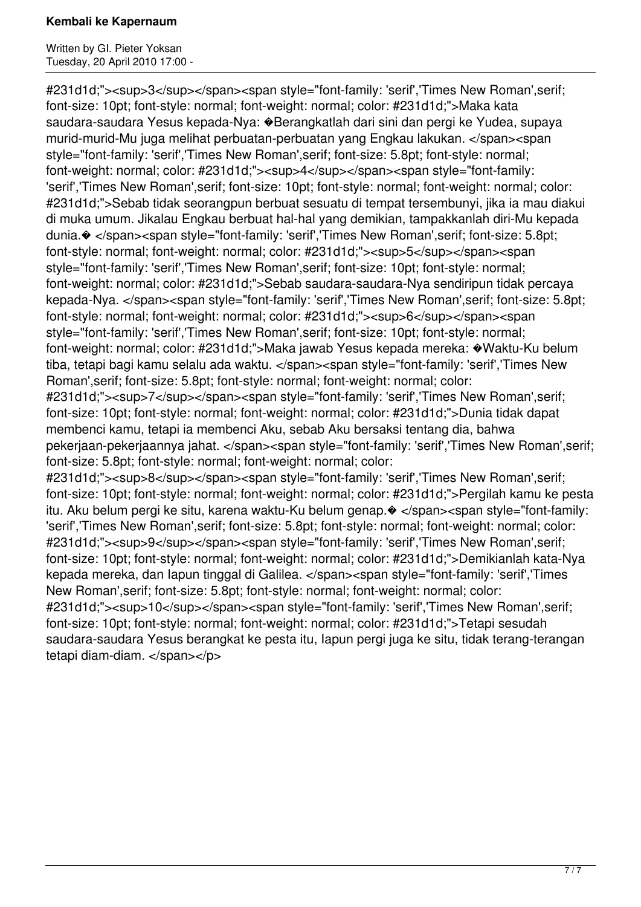#231d1d;"><sup>3</sup></span><span style="font-family: 'serif','Times New Roman',serif; font-size: 10pt; font-style: normal; font-weight: normal; color: #231d1d;">Maka kata saudara-saudara Yesus kepada-Nya: �Berangkatlah dari sini dan pergi ke Yudea, supaya murid-murid-Mu juga melihat perbuatan-perbuatan yang Engkau lakukan. </span><span style="font-family: 'serif','Times New Roman',serif; font-size: 5.8pt; font-style: normal; font-weight: normal; color: #231d1d;"><sup>4</sup></span><span style="font-family: 'serif','Times New Roman',serif; font-size: 10pt; font-style: normal; font-weight: normal; color: #231d1d;">Sebab tidak seorangpun berbuat sesuatu di tempat tersembunyi, jika ia mau diakui di muka umum. Jikalau Engkau berbuat hal-hal yang demikian, tampakkanlah diri-Mu kepada dunia.� </span><span style="font-family: 'serif','Times New Roman',serif; font-size: 5.8pt; font-style: normal; font-weight: normal; color: #231d1d;"><sup>5</sup></span><span style="font-family: 'serif','Times New Roman',serif; font-size: 10pt; font-style: normal; font-weight: normal; color: #231d1d;">Sebab saudara-saudara-Nya sendiripun tidak percaya kepada-Nya. </span><span style="font-family: 'serif','Times New Roman',serif; font-size: 5.8pt; font-style: normal; font-weight: normal; color: #231d1d;"><sup>6</sup></span><span style="font-family: 'serif','Times New Roman',serif; font-size: 10pt; font-style: normal; font-weight: normal; color: #231d1d;">Maka jawab Yesus kepada mereka: �Waktu-Ku belum tiba, tetapi bagi kamu selalu ada waktu. </span><span style="font-family: 'serif','Times New Roman',serif; font-size: 5.8pt; font-style: normal; font-weight: normal; color: #231d1d;"><sup>7</sup></span><span style="font-family: 'serif','Times New Roman',serif; font-size: 10pt; font-style: normal; font-weight: normal; color: #231d1d;">Dunia tidak dapat membenci kamu, tetapi ia membenci Aku, sebab Aku bersaksi tentang dia, bahwa pekerjaan-pekerjaannya jahat. </span><span style="font-family: 'serif','Times New Roman',serif; font-size: 5.8pt; font-style: normal; font-weight: normal; color: #231d1d;"><sup>8</sup></span><span style="font-family: 'serif','Times New Roman',serif; font-size: 10pt; font-style: normal; font-weight: normal; color: #231d1d;">Pergilah kamu ke pesta itu. Aku belum pergi ke situ, karena waktu-Ku belum genap.� </span><span style="font-family: 'serif','Times New Roman',serif; font-size: 5.8pt; font-style: normal; font-weight: normal; color: #231d1d;"><sup>9</sup></span><span style="font-family: 'serif','Times New Roman',serif; font-size: 10pt; font-style: normal; font-weight: normal; color: #231d1d;">Demikianlah kata-Nya kepada mereka, dan Iapun tinggal di Galilea. </span><span style="font-family: 'serif','Times New Roman',serif; font-size: 5.8pt; font-style: normal; font-weight: normal; color: #231d1d;"><sup>10</sup></span><span style="font-family: 'serif','Times New Roman',serif; font-size: 10pt; font-style: normal; font-weight: normal; color: #231d1d;">Tetapi sesudah saudara-saudara Yesus berangkat ke pesta itu, Iapun pergi juga ke situ, tidak terang-terangan tetapi diam-diam. </span></p>